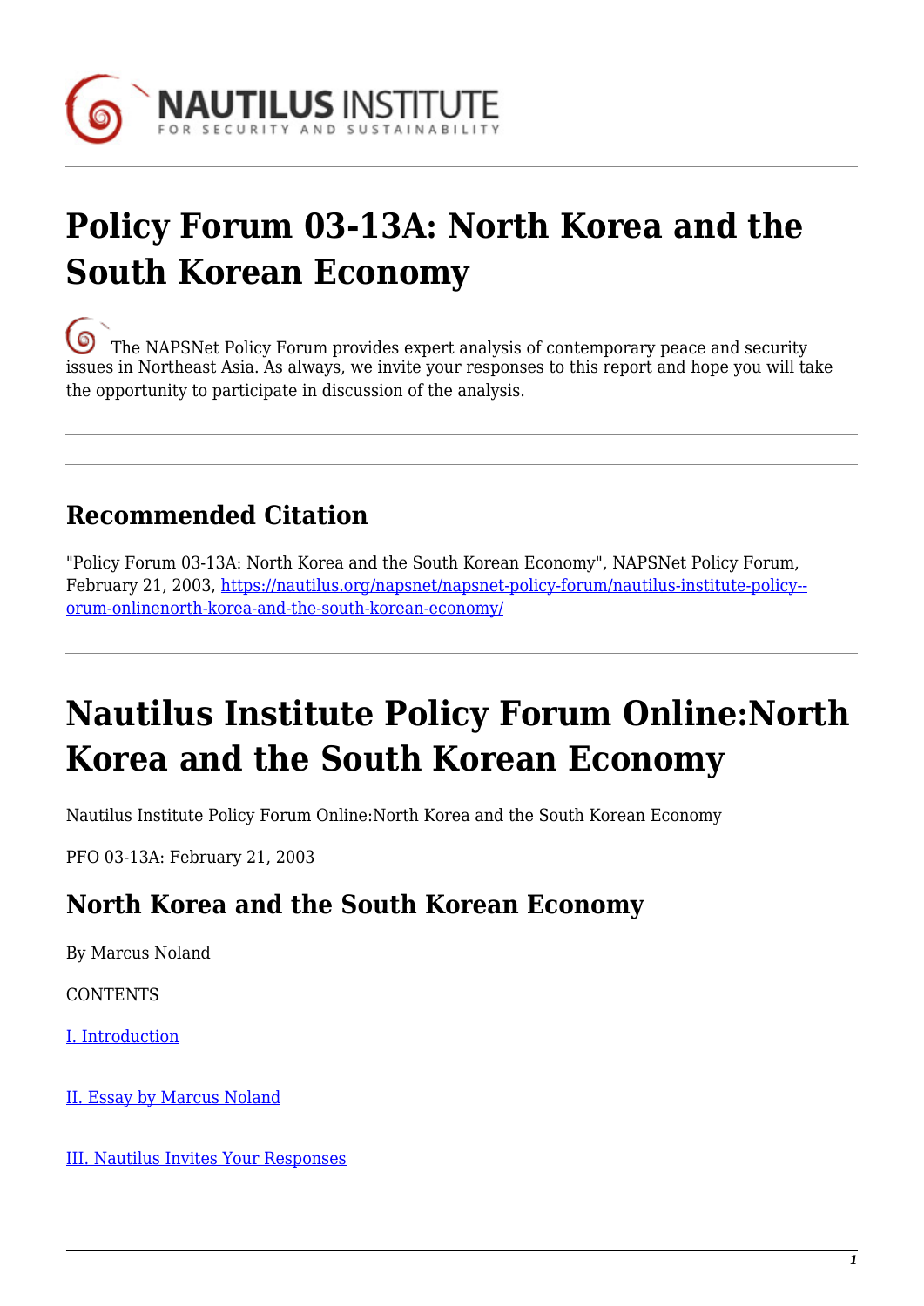# Policy Forum 03-13A: North Korea and the South Korean Economy

The NAPSNet Policy Forum provides expert analysis of contemporary peace and security issues in Northeast Asia. As always, we invite your responses to this report and hope you will take the opportunity to participate in discussion of the analysis.

---

## Recommended Citation

"Policy Forum 03-13A: North Korea and the South Korean Economy", NAPSNet Policy Forum, February 21, 2003, [https://nautilus.org/napsnet/napsnet-policy-forum/nautilus-institute-policy--orum-onlinenorth-korea-and-the-south-korean-economy/](https://nautilus.org/napsnet/napsnet-policy-forum/nautilus-institute-policy--orum-onlinenorth-korea-and-the-south-korean-economy/)

---

# Nautilus Institute Policy Forum Online:North Korea and the South Korean Economy

Nautilus Institute Policy Forum Online:North Korea and the South Korean Economy

PFO 03-13A: February 21, 2003

## North Korea and the South Korean Economy

By Marcus Noland

CONTENTS

[I. Introduction]()

[II. Essay by Marcus Noland]()

[III. Nautilus Invites Your Responses]()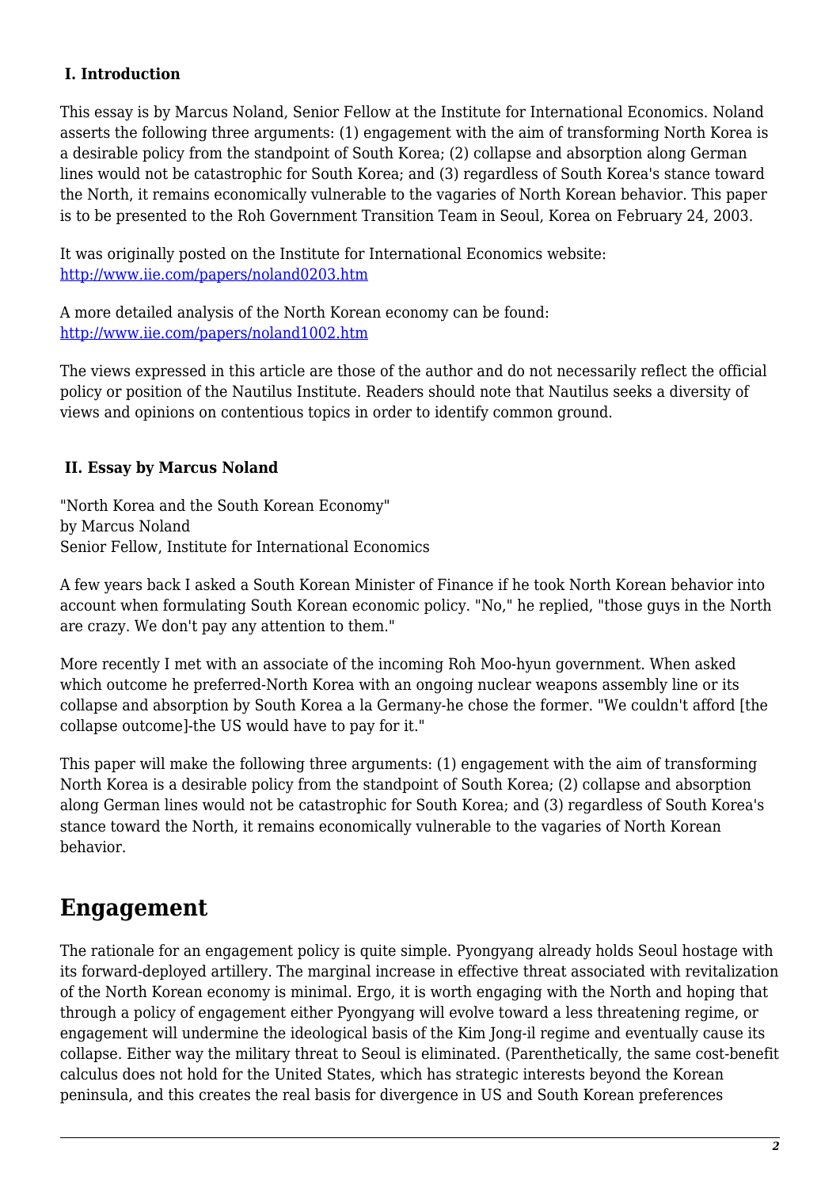### I. Introduction

This essay is by Marcus Noland, Senior Fellow at the Institute for International Economics. Noland asserts the following three arguments: (1) engagement with the aim of transforming North Korea is a desirable policy from the standpoint of South Korea; (2) collapse and absorption along German lines would not be catastrophic for South Korea; and (3) regardless of South Korea's stance toward the North, it remains economically vulnerable to the vagaries of North Korean behavior. This paper is to be presented to the Roh Government Transition Team in Seoul, Korea on February 24, 2003.

It was originally posted on the Institute for International Economics website: [http://www.iie.com/papers/noland0203.htm](http://www.iie.com/papers/noland0203.htm)

A more detailed analysis of the North Korean economy can be found: [http://www.iie.com/papers/noland1002.htm](http://www.iie.com/papers/noland1002.htm)

The views expressed in this article are those of the author and do not necessarily reflect the official policy or position of the Nautilus Institute. Readers should note that Nautilus seeks a diversity of views and opinions on contentious topics in order to identify common ground.

### II. Essay by Marcus Noland

"North Korea and the South Korean Economy"
by Marcus Noland
Senior Fellow, Institute for International Economics

A few years back I asked a South Korean Minister of Finance if he took North Korean behavior into account when formulating South Korean economic policy. "No," he replied, "those guys in the North are crazy. We don't pay any attention to them."

More recently I met with an associate of the incoming Roh Moo-hyun government. When asked which outcome he preferred-North Korea with an ongoing nuclear weapons assembly line or its collapse and absorption by South Korea a la Germany-he chose the former. "We couldn't afford [the collapse outcome]-the US would have to pay for it."

This paper will make the following three arguments: (1) engagement with the aim of transforming North Korea is a desirable policy from the standpoint of South Korea; (2) collapse and absorption along German lines would not be catastrophic for South Korea; and (3) regardless of South Korea's stance toward the North, it remains economically vulnerable to the vagaries of North Korean behavior.

## Engagement

The rationale for an engagement policy is quite simple. Pyongyang already holds Seoul hostage with its forward-deployed artillery. The marginal increase in effective threat associated with revitalization of the North Korean economy is minimal. Ergo, it is worth engaging with the North and hoping that through a policy of engagement either Pyongyang will evolve toward a less threatening regime, or engagement will undermine the ideological basis of the Kim Jong-il regime and eventually cause its collapse. Either way the military threat to Seoul is eliminated. (Parenthetically, the same cost-benefit calculus does not hold for the United States, which has strategic interests beyond the Korean peninsula, and this creates the real basis for divergence in US and South Korean preferences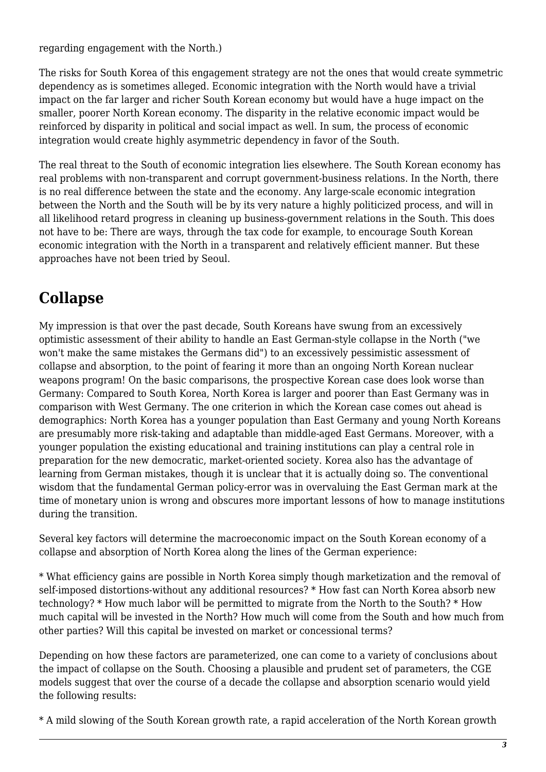regarding engagement with the North.)

The risks for South Korea of this engagement strategy are not the ones that would create symmetric dependency as is sometimes alleged. Economic integration with the North would have a trivial impact on the far larger and richer South Korean economy but would have a huge impact on the smaller, poorer North Korean economy. The disparity in the relative economic impact would be reinforced by disparity in political and social impact as well. In sum, the process of economic integration would create highly asymmetric dependency in favor of the South.

The real threat to the South of economic integration lies elsewhere. The South Korean economy has real problems with non-transparent and corrupt government-business relations. In the North, there is no real difference between the state and the economy. Any large-scale economic integration between the North and the South will be by its very nature a highly politicized process, and will in all likelihood retard progress in cleaning up business-government relations in the South. This does not have to be: There are ways, through the tax code for example, to encourage South Korean economic integration with the North in a transparent and relatively efficient manner. But these approaches have not been tried by Seoul.

## Collapse

My impression is that over the past decade, South Koreans have swung from an excessively optimistic assessment of their ability to handle an East German-style collapse in the North ("we won't make the same mistakes the Germans did") to an excessively pessimistic assessment of collapse and absorption, to the point of fearing it more than an ongoing North Korean nuclear weapons program! On the basic comparisons, the prospective Korean case does look worse than Germany: Compared to South Korea, North Korea is larger and poorer than East Germany was in comparison with West Germany. The one criterion in which the Korean case comes out ahead is demographics: North Korea has a younger population than East Germany and young North Koreans are presumably more risk-taking and adaptable than middle-aged East Germans. Moreover, with a younger population the existing educational and training institutions can play a central role in preparation for the new democratic, market-oriented society. Korea also has the advantage of learning from German mistakes, though it is unclear that it is actually doing so. The conventional wisdom that the fundamental German policy-error was in overvaluing the East German mark at the time of monetary union is wrong and obscures more important lessons of how to manage institutions during the transition.

Several key factors will determine the macroeconomic impact on the South Korean economy of a collapse and absorption of North Korea along the lines of the German experience:

* What efficiency gains are possible in North Korea simply though marketization and the removal of self-imposed distortions-without any additional resources? * How fast can North Korea absorb new technology? * How much labor will be permitted to migrate from the North to the South? * How much capital will be invested in the North? How much will come from the South and how much from other parties? Will this capital be invested on market or concessional terms?

Depending on how these factors are parameterized, one can come to a variety of conclusions about the impact of collapse on the South. Choosing a plausible and prudent set of parameters, the CGE models suggest that over the course of a decade the collapse and absorption scenario would yield the following results:

* A mild slowing of the South Korean growth rate, a rapid acceleration of the North Korean growth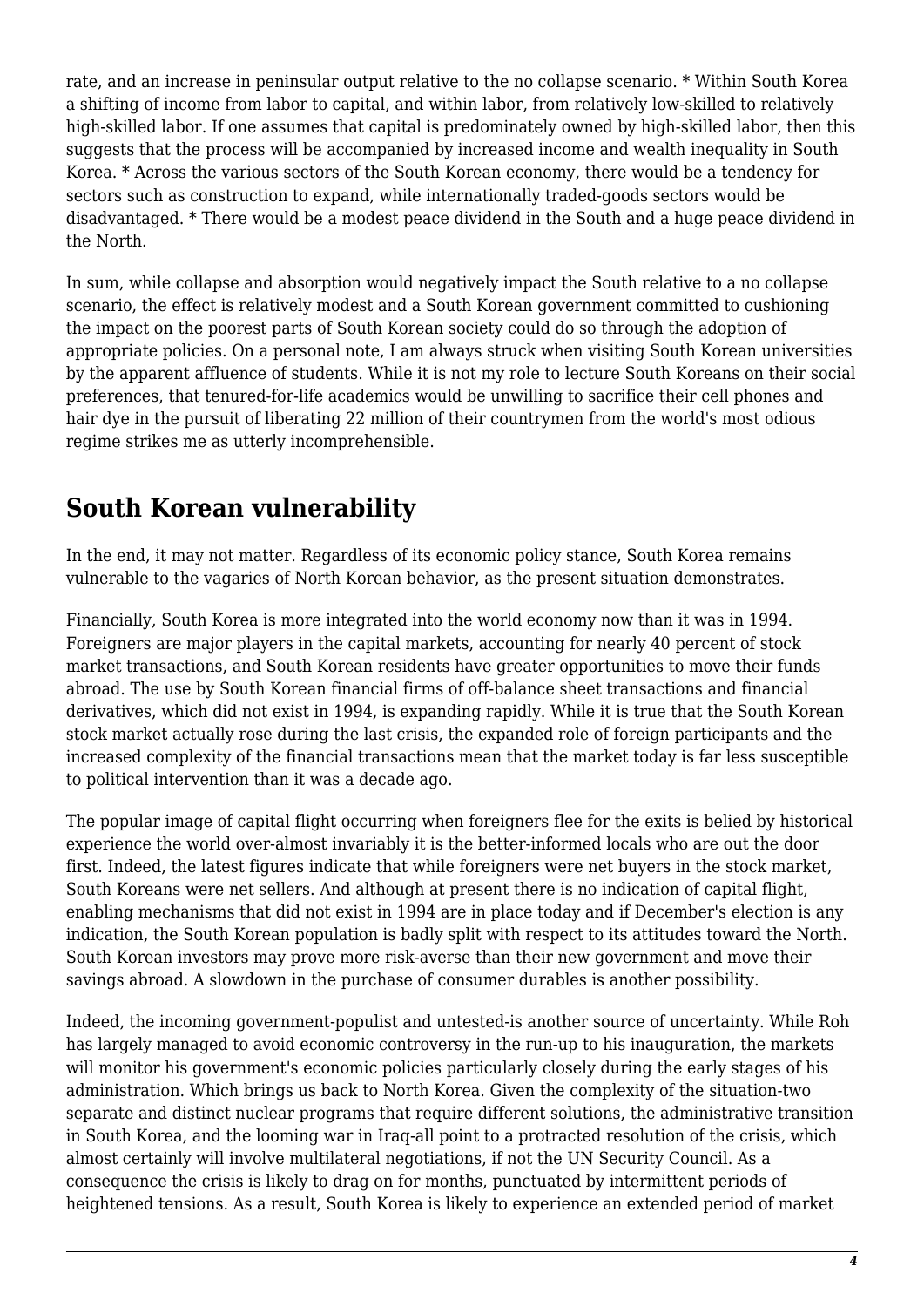rate, and an increase in peninsular output relative to the no collapse scenario. * Within South Korea a shifting of income from labor to capital, and within labor, from relatively low-skilled to relatively high-skilled labor. If one assumes that capital is predominately owned by high-skilled labor, then this suggests that the process will be accompanied by increased income and wealth inequality in South Korea. * Across the various sectors of the South Korean economy, there would be a tendency for sectors such as construction to expand, while internationally traded-goods sectors would be disadvantaged. * There would be a modest peace dividend in the South and a huge peace dividend in the North.

In sum, while collapse and absorption would negatively impact the South relative to a no collapse scenario, the effect is relatively modest and a South Korean government committed to cushioning the impact on the poorest parts of South Korean society could do so through the adoption of appropriate policies. On a personal note, I am always struck when visiting South Korean universities by the apparent affluence of students. While it is not my role to lecture South Koreans on their social preferences, that tenured-for-life academics would be unwilling to sacrifice their cell phones and hair dye in the pursuit of liberating 22 million of their countrymen from the world's most odious regime strikes me as utterly incomprehensible.

## South Korean vulnerability

In the end, it may not matter. Regardless of its economic policy stance, South Korea remains vulnerable to the vagaries of North Korean behavior, as the present situation demonstrates.

Financially, South Korea is more integrated into the world economy now than it was in 1994. Foreigners are major players in the capital markets, accounting for nearly 40 percent of stock market transactions, and South Korean residents have greater opportunities to move their funds abroad. The use by South Korean financial firms of off-balance sheet transactions and financial derivatives, which did not exist in 1994, is expanding rapidly. While it is true that the South Korean stock market actually rose during the last crisis, the expanded role of foreign participants and the increased complexity of the financial transactions mean that the market today is far less susceptible to political intervention than it was a decade ago.

The popular image of capital flight occurring when foreigners flee for the exits is belied by historical experience the world over-almost invariably it is the better-informed locals who are out the door first. Indeed, the latest figures indicate that while foreigners were net buyers in the stock market, South Koreans were net sellers. And although at present there is no indication of capital flight, enabling mechanisms that did not exist in 1994 are in place today and if December's election is any indication, the South Korean population is badly split with respect to its attitudes toward the North. South Korean investors may prove more risk-averse than their new government and move their savings abroad. A slowdown in the purchase of consumer durables is another possibility.

Indeed, the incoming government-populist and untested-is another source of uncertainty. While Roh has largely managed to avoid economic controversy in the run-up to his inauguration, the markets will monitor his government's economic policies particularly closely during the early stages of his administration. Which brings us back to North Korea. Given the complexity of the situation-two separate and distinct nuclear programs that require different solutions, the administrative transition in South Korea, and the looming war in Iraq-all point to a protracted resolution of the crisis, which almost certainly will involve multilateral negotiations, if not the UN Security Council. As a consequence the crisis is likely to drag on for months, punctuated by intermittent periods of heightened tensions. As a result, South Korea is likely to experience an extended period of market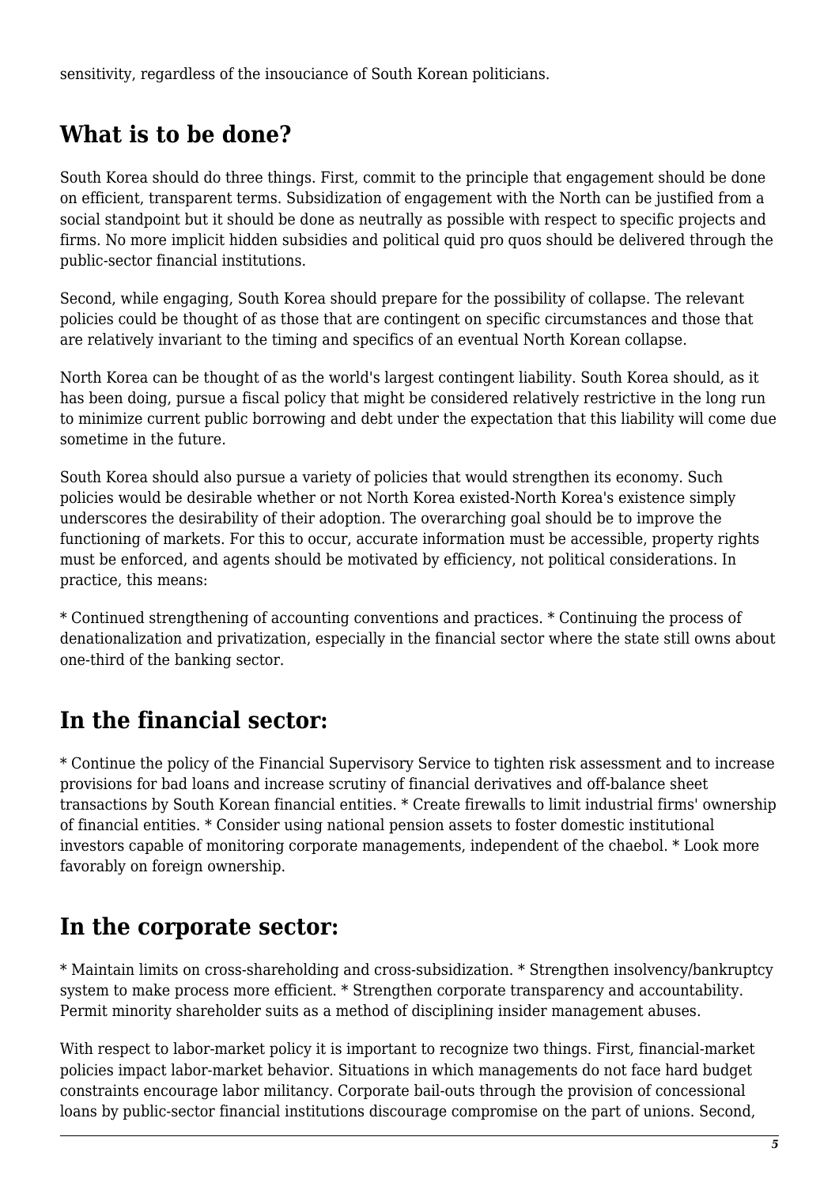sensitivity, regardless of the insouciance of South Korean politicians.

## What is to be done?

South Korea should do three things. First, commit to the principle that engagement should be done on efficient, transparent terms. Subsidization of engagement with the North can be justified from a social standpoint but it should be done as neutrally as possible with respect to specific projects and firms. No more implicit hidden subsidies and political quid pro quos should be delivered through the public-sector financial institutions.

Second, while engaging, South Korea should prepare for the possibility of collapse. The relevant policies could be thought of as those that are contingent on specific circumstances and those that are relatively invariant to the timing and specifics of an eventual North Korean collapse.

North Korea can be thought of as the world's largest contingent liability. South Korea should, as it has been doing, pursue a fiscal policy that might be considered relatively restrictive in the long run to minimize current public borrowing and debt under the expectation that this liability will come due sometime in the future.

South Korea should also pursue a variety of policies that would strengthen its economy. Such policies would be desirable whether or not North Korea existed-North Korea's existence simply underscores the desirability of their adoption. The overarching goal should be to improve the functioning of markets. For this to occur, accurate information must be accessible, property rights must be enforced, and agents should be motivated by efficiency, not political considerations. In practice, this means:

* Continued strengthening of accounting conventions and practices. * Continuing the process of denationalization and privatization, especially in the financial sector where the state still owns about one-third of the banking sector.

## In the financial sector:

* Continue the policy of the Financial Supervisory Service to tighten risk assessment and to increase provisions for bad loans and increase scrutiny of financial derivatives and off-balance sheet transactions by South Korean financial entities. * Create firewalls to limit industrial firms' ownership of financial entities. * Consider using national pension assets to foster domestic institutional investors capable of monitoring corporate managements, independent of the chaebol. * Look more favorably on foreign ownership.

## In the corporate sector:

* Maintain limits on cross-shareholding and cross-subsidization. * Strengthen insolvency/bankruptcy system to make process more efficient. * Strengthen corporate transparency and accountability. Permit minority shareholder suits as a method of disciplining insider management abuses.

With respect to labor-market policy it is important to recognize two things. First, financial-market policies impact labor-market behavior. Situations in which managements do not face hard budget constraints encourage labor militancy. Corporate bail-outs through the provision of concessional loans by public-sector financial institutions discourage compromise on the part of unions. Second,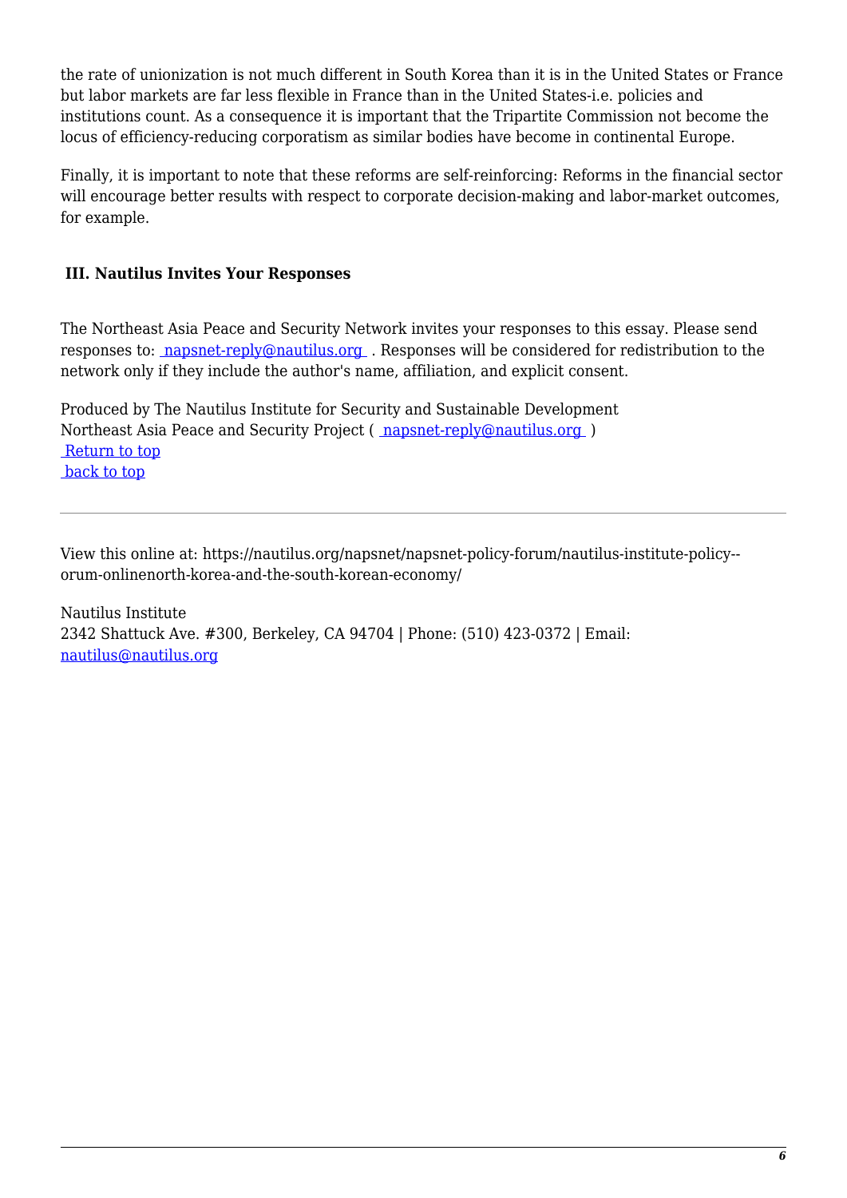the rate of unionization is not much different in South Korea than it is in the United States or France but labor markets are far less flexible in France than in the United States-i.e. policies and institutions count. As a consequence it is important that the Tripartite Commission not become the locus of efficiency-reducing corporatism as similar bodies have become in continental Europe.

Finally, it is important to note that these reforms are self-reinforcing: Reforms in the financial sector will encourage better results with respect to corporate decision-making and labor-market outcomes, for example.

### III. Nautilus Invites Your Responses

The Northeast Asia Peace and Security Network invites your responses to this essay. Please send responses to: napsnet-reply@nautilus.org . Responses will be considered for redistribution to the network only if they include the author's name, affiliation, and explicit consent.

Produced by The Nautilus Institute for Security and Sustainable Development
Northeast Asia Peace and Security Project ( napsnet-reply@nautilus.org )
Return to top
back to top

---

View this online at: https://nautilus.org/napsnet/napsnet-policy-forum/nautilus-institute-policy--orum-onlinenorth-korea-and-the-south-korean-economy/

Nautilus Institute
2342 Shattuck Ave. #300, Berkeley, CA 94704 | Phone: (510) 423-0372 | Email: nautilus@nautilus.org